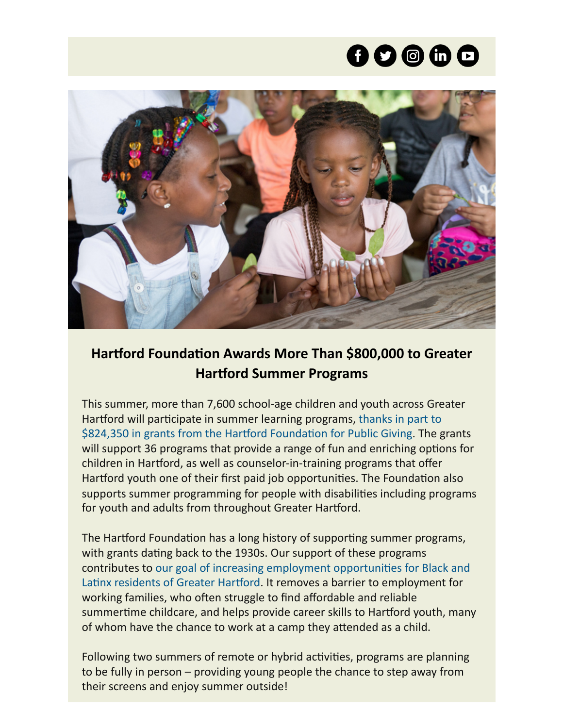## Hartford Foundation Awards More Than $800,000 to Greater Hartford Summer Programs

This summer, more than 7,600 school-age children and youth across Greater Hartford will participate in summer learning programs, thanks in part to $824,350 in grants from the Hartford Foundation for Public Giving. The grants will support 36 programs that provide a range of fun and enriching options for children in Hartford, as well as counselor-in-training programs that offer Hartford youth one of their first paid job opportunities. The Foundation also supports summer programming for people with disabilities including programs for youth and adults from throughout Greater Hartford.

The Hartford Foundation has a long history of supporting summer programs, with grants dating back to the 1930s. Our support of these programs contributes to our goal of increasing employment opportunities for Black and Latinx residents of Greater Hartford. It removes a barrier to employment for working families, who often struggle to find affordable and reliable summertime childcare, and helps provide career skills to Hartford youth, many of whom have the chance to work at a camp they attended as a child.

Following two summers of remote or hybrid activities, programs are planning to be fully in person – providing young people the chance to step away from their screens and enjoy summer outside!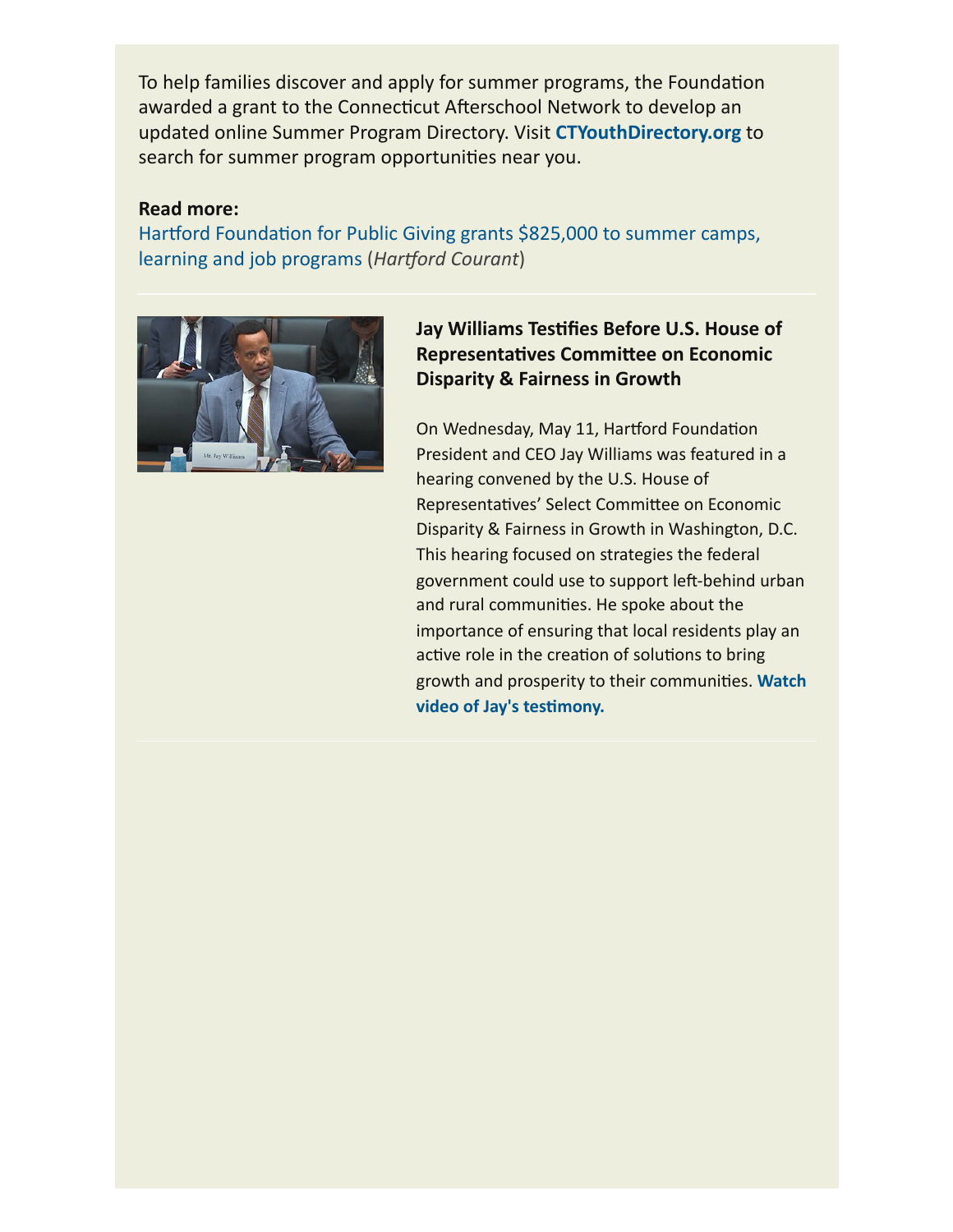To help families discover and apply for summer programs, the Foundation awarded a grant to the Connecticut Afterschool Network to develop an updated online Summer Program Directory. Visit **CTYouthDirectory.org** to search for summer program opportunities near you.

**Read more:**
Hartford Foundation for Public Giving grants $825,000 to summer camps, learning and job programs (*Hartford Courant*)

---

### Jay Williams Testifies Before U.S. House of Representatives Committee on Economic Disparity & Fairness in Growth

On Wednesday, May 11, Hartford Foundation President and CEO Jay Williams was featured in a hearing convened by the U.S. House of Representatives' Select Committee on Economic Disparity & Fairness in Growth in Washington, D.C. This hearing focused on strategies the federal government could use to support left-behind urban and rural communities. He spoke about the importance of ensuring that local residents play an active role in the creation of solutions to bring growth and prosperity to their communities. **Watch video of Jay's testimony.**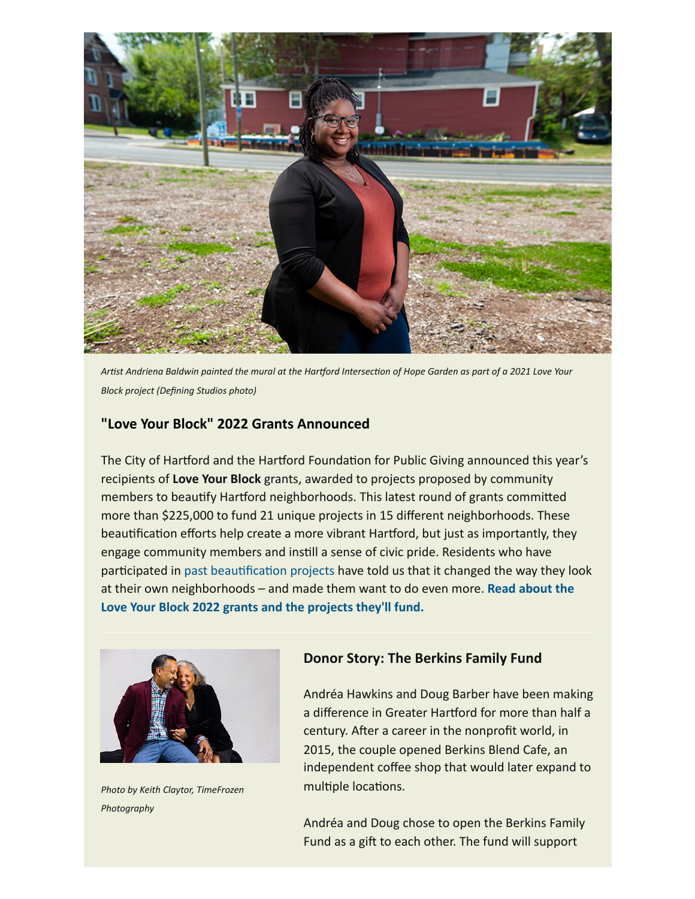*Artist Andriena Baldwin painted the mural at the Hartford Intersection of Hope Garden as part of a 2021 Love Your Block project (Defining Studios photo)*

### "Love Your Block" 2022 Grants Announced

The City of Hartford and the Hartford Foundation for Public Giving announced this year's recipients of **Love Your Block** grants, awarded to projects proposed by community members to beautify Hartford neighborhoods. This latest round of grants committed more than $225,000 to fund 21 unique projects in 15 different neighborhoods. These beautification efforts help create a more vibrant Hartford, but just as importantly, they engage community members and instill a sense of civic pride. Residents who have participated in past beautification projects have told us that it changed the way they look at their own neighborhoods – and made them want to do even more. **Read about the Love Your Block 2022 grants and the projects they'll fund.**

---

*Photo by Keith Claytor, TimeFrozen Photography*

### Donor Story: The Berkins Family Fund

Andréa Hawkins and Doug Barber have been making a difference in Greater Hartford for more than half a century. After a career in the nonprofit world, in 2015, the couple opened Berkins Blend Cafe, an independent coffee shop that would later expand to multiple locations.

Andréa and Doug chose to open the Berkins Family Fund as a gift to each other. The fund will support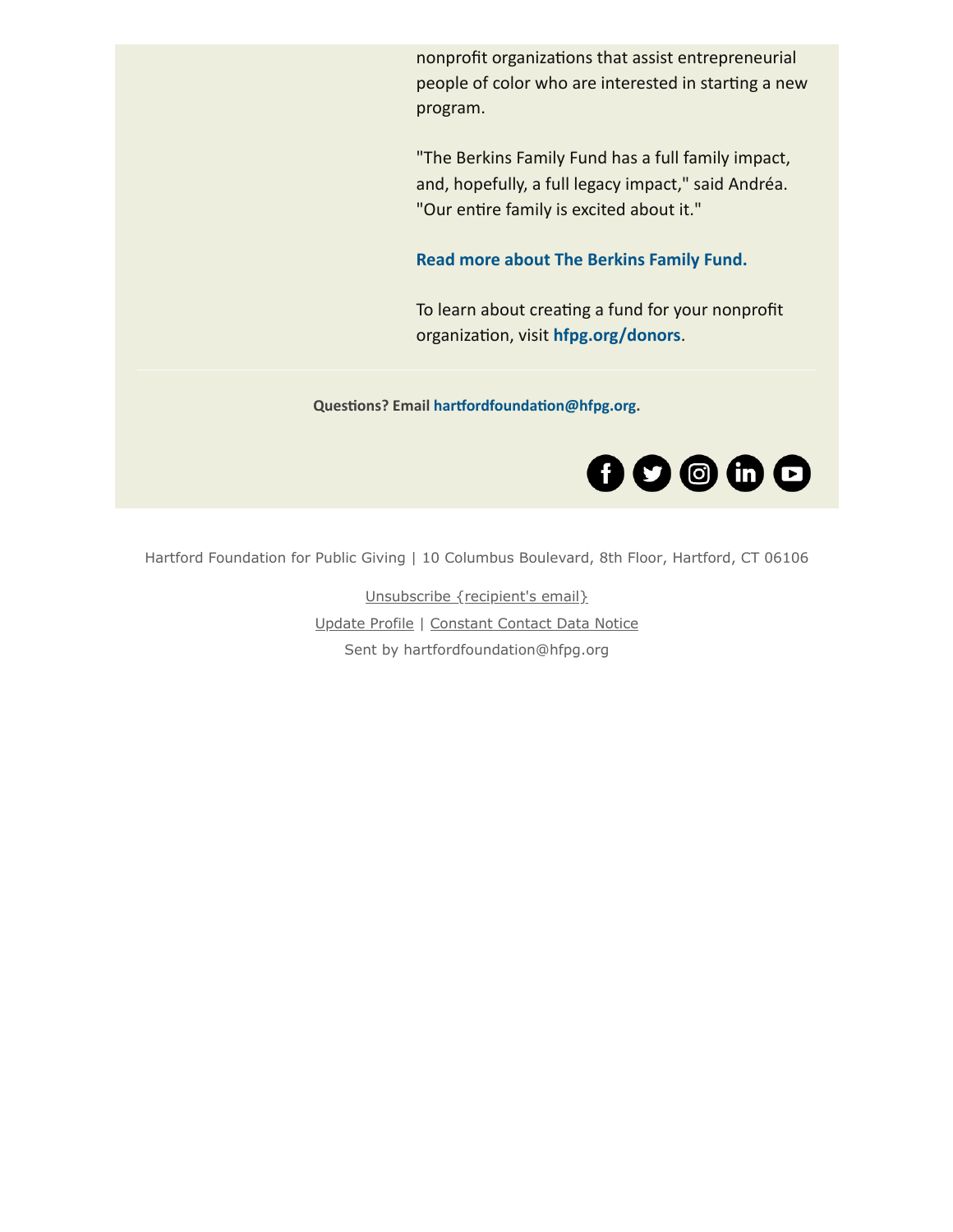nonprofit organizations that assist entrepreneurial people of color who are interested in starting a new program.

"The Berkins Family Fund has a full family impact, and, hopefully, a full legacy impact," said Andréa. "Our entire family is excited about it."

**Read more about The Berkins Family Fund.**

To learn about creating a fund for your nonprofit organization, visit **hfpg.org/donors**.

**Questions? Email hartfordfoundation@hfpg.org.**

Hartford Foundation for Public Giving | 10 Columbus Boulevard, 8th Floor, Hartford, CT 06106

Unsubscribe {recipient's email}

Update Profile | Constant Contact Data Notice

Sent by hartfordfoundation@hfpg.org